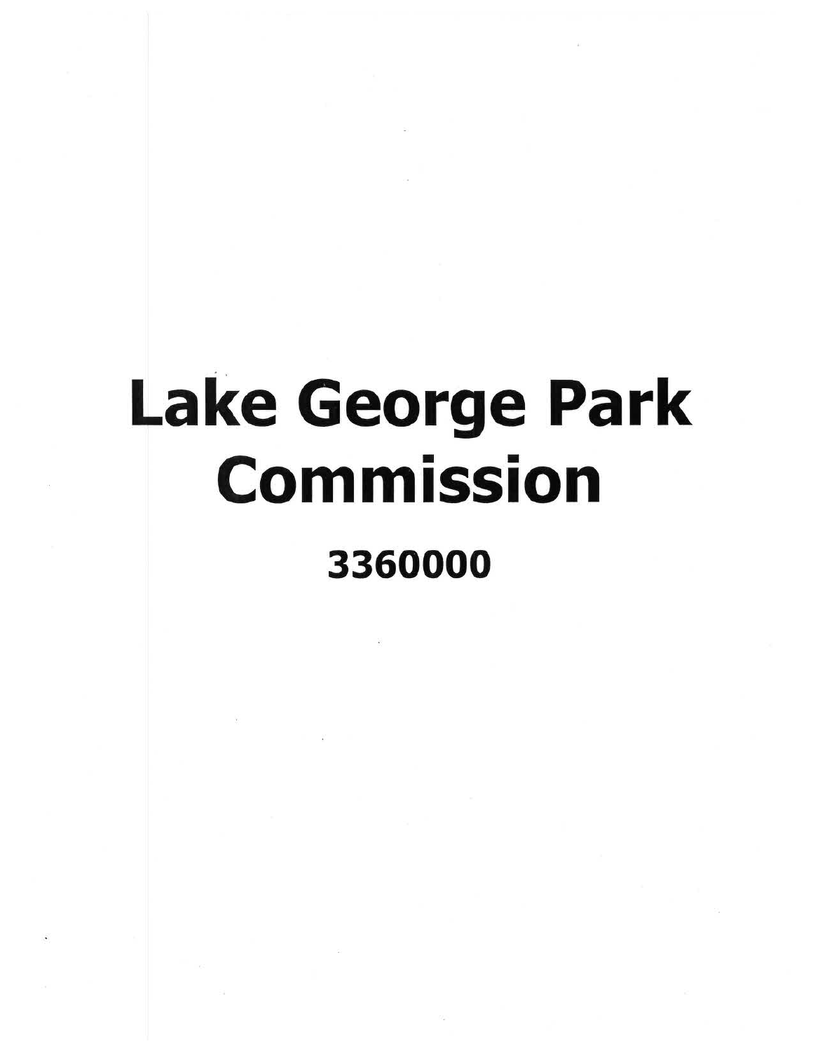# Lake George Park Commission

**3360000**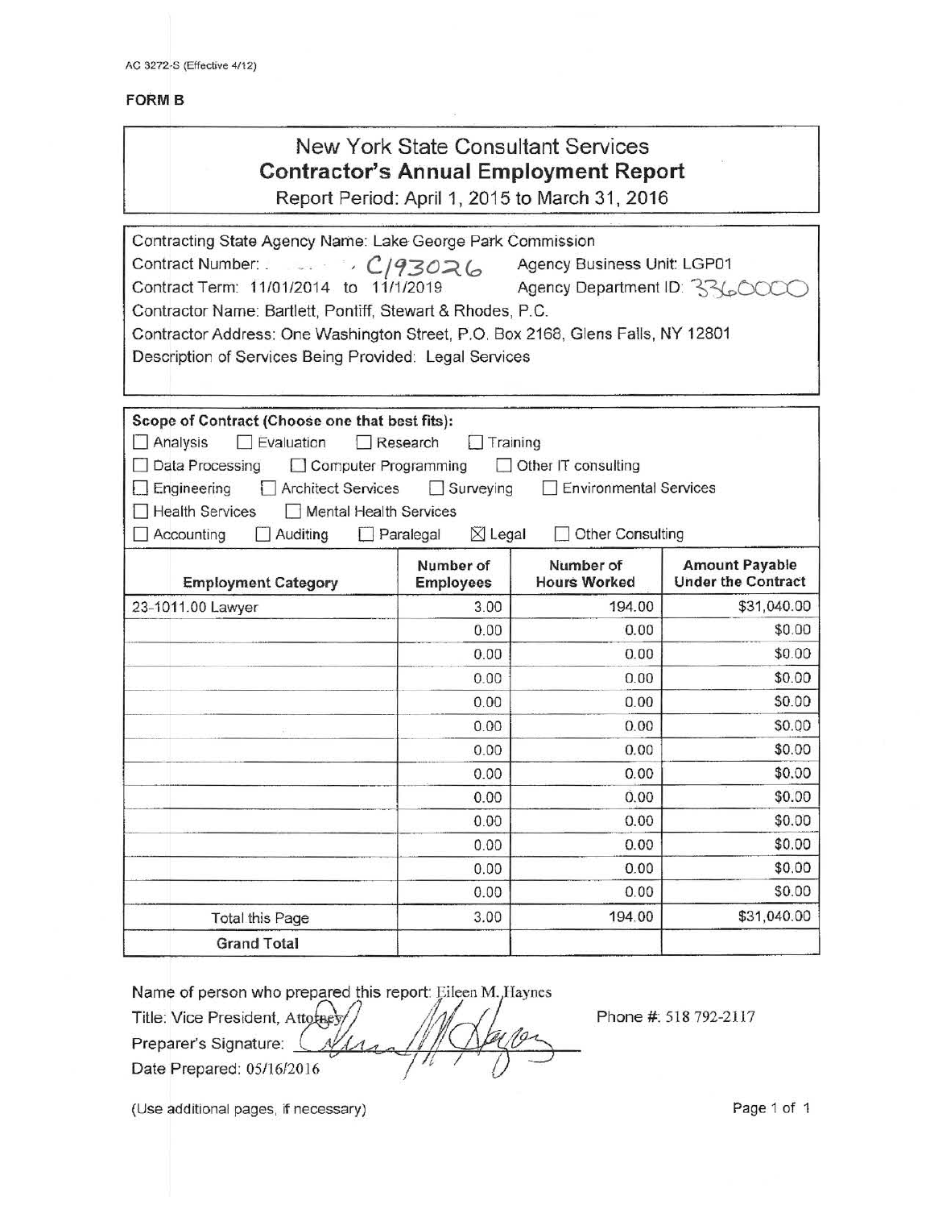AC 3272-S (Effective 4/12)

**FORM B**

# New York State Consultant Services
## Contractor's Annual Employment Report

Report Period: April 1, 2015 to March 31, 2016

Contracting State Agency Name: Lake George Park Commission
Contract Number: C193026 Agency Business Unit: LGP01
Contract Term: 11/01/2014 to 11/1/2019 Agency Department ID: 3360000
Contractor Name: Bartlett, Pontiff, Stewart & Rhodes, P.C.
Contractor Address: One Washington Street, P.O. Box 2168, Glens Falls, NY 12801
Description of Services Being Provided: Legal Services

**Scope of Contract (Choose one that best fits):**

- ☐ Analysis ☐ Evaluation ☐ Research ☐ Training
- ☐ Data Processing ☐ Computer Programming ☐ Other IT consulting
- ☐ Engineering ☐ Architect Services ☐ Surveying ☐ Environmental Services
- ☐ Health Services ☐ Mental Health Services
- ☐ Accounting ☐ Auditing ☐ Paralegal ☒ Legal ☐ Other Consulting

| Employment Category | Number of Employees | Number of Hours Worked | Amount Payable Under the Contract |
|---|---|---|---|
| 23-1011.00 Lawyer | 3.00 | 194.00 | $31,040.00 |
| | 0.00 | 0.00 | $0.00 |
| | 0.00 | 0.00 | $0.00 |
| | 0.00 | 0.00 | $0.00 |
| | 0.00 | 0.00 | $0.00 |
| | 0.00 | 0.00 | $0.00 |
| | 0.00 | 0.00 | $0.00 |
| | 0.00 | 0.00 | $0.00 |
| | 0.00 | 0.00 | $0.00 |
| | 0.00 | 0.00 | $0.00 |
| | 0.00 | 0.00 | $0.00 |
| | 0.00 | 0.00 | $0.00 |
| | 0.00 | 0.00 | $0.00 |
| Total this Page | 3.00 | 194.00 | $31,040.00 |
| **Grand Total** | | | |

Name of person who prepared this report: Eileen M. Haynes
Title: Vice President, Attorney
Preparer's Signature: [signature]
Date Prepared: 05/16/2016

Phone #: 518 792-2117

(Use additional pages, if necessary)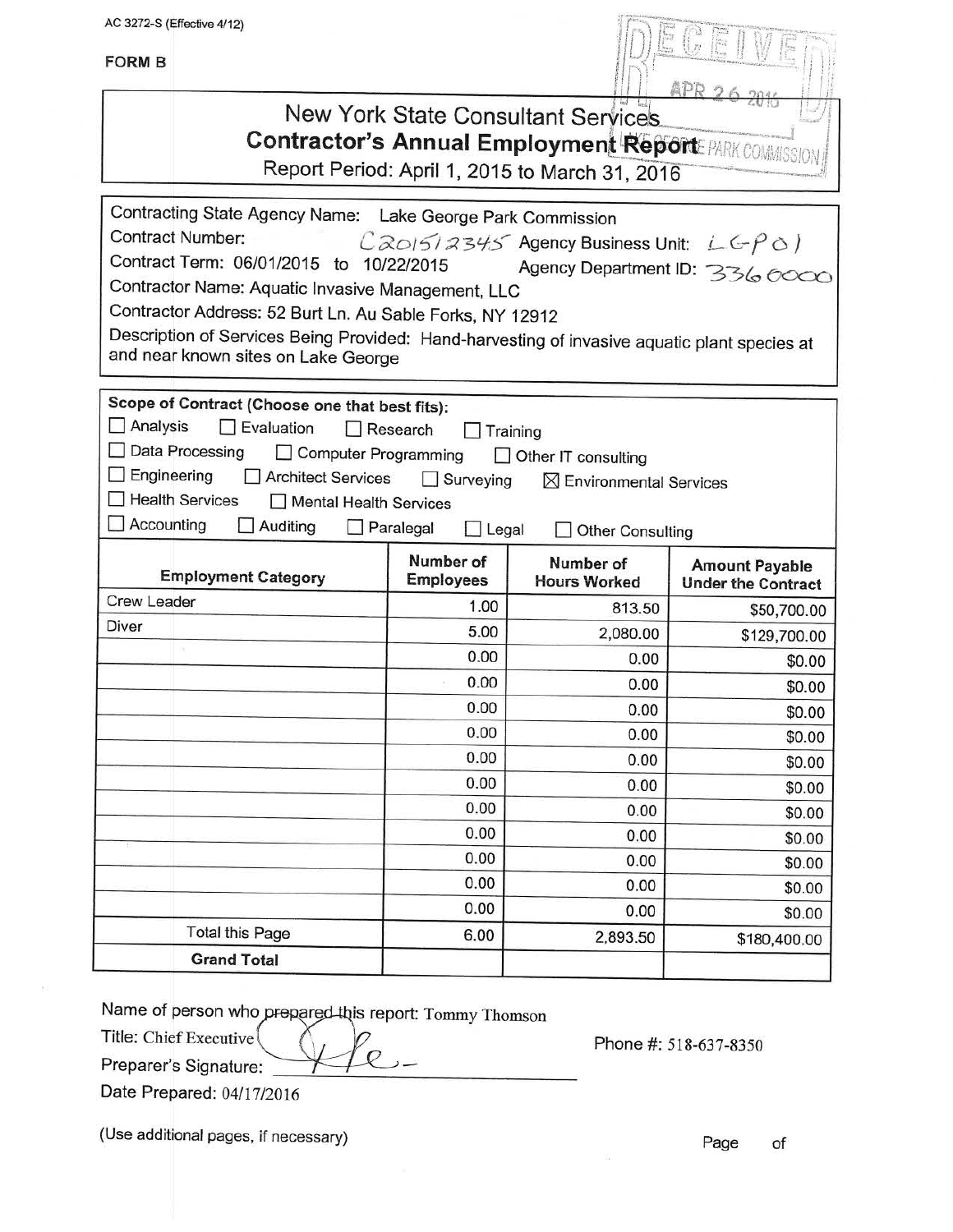AC 3272-S (Effective 4/12)

**FORM B**

RECEIVED
APR 26 2016
LAKE GEORGE PARK COMMISSION

# New York State Consultant Services
## Contractor's Annual Employment Report
Report Period: April 1, 2015 to March 31, 2016

Contracting State Agency Name: Lake George Park Commission

Contract Number: C201512345 Agency Business Unit: LGP01

Contract Term: 06/01/2015 to 10/22/2015 Agency Department ID: 3360000

Contractor Name: Aquatic Invasive Management, LLC

Contractor Address: 52 Burt Ln. Au Sable Forks, NY 12912

Description of Services Being Provided: Hand-harvesting of invasive aquatic plant species at and near known sites on Lake George

**Scope of Contract (Choose one that best fits):**

☐ Analysis ☐ Evaluation ☐ Research ☐ Training
☐ Data Processing ☐ Computer Programming ☐ Other IT consulting
☐ Engineering ☐ Architect Services ☐ Surveying ☒ Environmental Services
☐ Health Services ☐ Mental Health Services
☐ Accounting ☐ Auditing ☐ Paralegal ☐ Legal ☐ Other Consulting

| Employment Category | Number of Employees | Number of Hours Worked | Amount Payable Under the Contract |
|---|---|---|---|
| Crew Leader | 1.00 | 813.50 | $50,700.00 |
| Diver | 5.00 | 2,080.00 | $129,700.00 |
| | 0.00 | 0.00 | $0.00 |
| | 0.00 | 0.00 | $0.00 |
| | 0.00 | 0.00 | $0.00 |
| | 0.00 | 0.00 | $0.00 |
| | 0.00 | 0.00 | $0.00 |
| | 0.00 | 0.00 | $0.00 |
| | 0.00 | 0.00 | $0.00 |
| | 0.00 | 0.00 | $0.00 |
| | 0.00 | 0.00 | $0.00 |
| | 0.00 | 0.00 | $0.00 |
| | 0.00 | 0.00 | $0.00 |
| Total this Page | 6.00 | 2,893.50 | $180,400.00 |
| **Grand Total** | | | |

Name of person who prepared this report: Tommy Thomson

Title: Chief Executive

Phone #: 518-637-8350

Preparer's Signature: [signature]

Date Prepared: 04/17/2016

(Use additional pages, if necessary)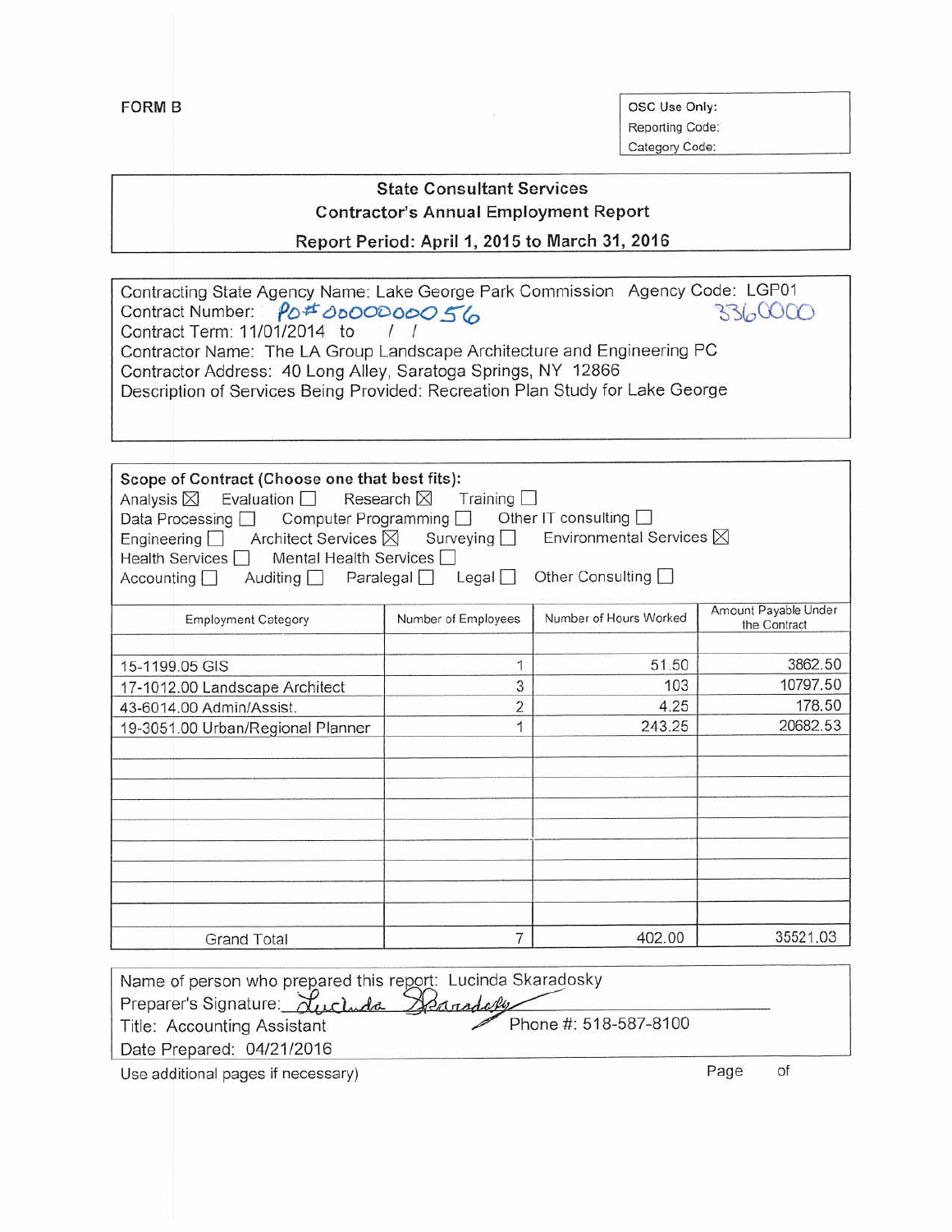FORM B

| OSC Use Only: |
|---|
| Reporting Code: |
| Category Code: |

## State Consultant Services
## Contractor's Annual Employment Report
### Report Period: April 1, 2015 to March 31, 2016

Contracting State Agency Name: Lake George Park Commission    Agency Code: LGP01
Contract Number: PO# 00000000056    3360000
Contract Term: 11/01/2014 to / /
Contractor Name: The LA Group Landscape Architecture and Engineering PC
Contractor Address: 40 Long Alley, Saratoga Springs, NY 12866
Description of Services Being Provided: Recreation Plan Study for Lake George

**Scope of Contract (Choose one that best fits):**
Analysis ☒ Evaluation ☐ Research ☒ Training ☐
Data Processing ☐ Computer Programming ☐ Other IT consulting ☐
Engineering ☐ Architect Services ☒ Surveying ☐ Environmental Services ☒
Health Services ☐ Mental Health Services ☐
Accounting ☐ Auditing ☐ Paralegal ☐ Legal ☐ Other Consulting ☐

| Employment Category | Number of Employees | Number of Hours Worked | Amount Payable Under the Contract |
|---|---|---|---|
| 15-1199.05 GIS | 1 | 51.50 | 3862.50 |
| 17-1012.00 Landscape Architect | 3 | 103 | 10797.50 |
| 43-6014.00 Admin/Assist. | 2 | 4.25 | 178.50 |
| 19-3051.00 Urban/Regional Planner | 1 | 243.25 | 20682.53 |
| Grand Total | 7 | 402.00 | 35521.03 |

Name of person who prepared this report: Lucinda Skaradosky
Preparer's Signature: Lucinda Skaradosky
Title: Accounting Assistant    Phone #: 518-587-8100
Date Prepared: 04/21/2016

Use additional pages if necessary)    Page    of